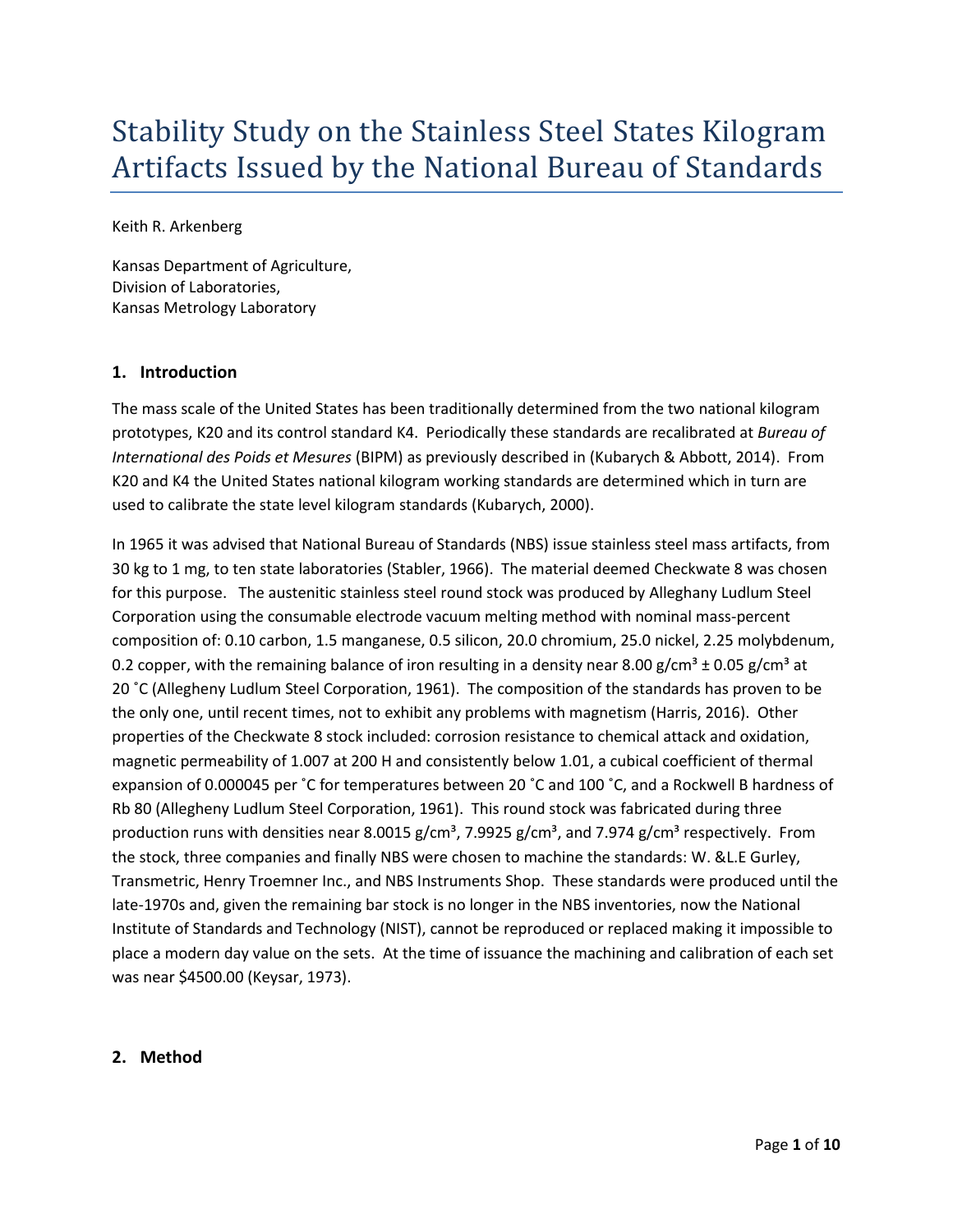# Stability Study on the Stainless Steel States Kilogram Artifacts Issued by the National Bureau of Standards

Keith R. Arkenberg

Kansas Department of Agriculture,
Division of Laboratories,
Kansas Metrology Laboratory

## 1. Introduction

The mass scale of the United States has been traditionally determined from the two national kilogram prototypes, K20 and its control standard K4. Periodically these standards are recalibrated at *Bureau of International des Poids et Mesures* (BIPM) as previously described in (Kubarych & Abbott, 2014). From K20 and K4 the United States national kilogram working standards are determined which in turn are used to calibrate the state level kilogram standards (Kubarych, 2000).

In 1965 it was advised that National Bureau of Standards (NBS) issue stainless steel mass artifacts, from 30 kg to 1 mg, to ten state laboratories (Stabler, 1966). The material deemed Checkwate 8 was chosen for this purpose. The austenitic stainless steel round stock was produced by Alleghany Ludlum Steel Corporation using the consumable electrode vacuum melting method with nominal mass-percent composition of: 0.10 carbon, 1.5 manganese, 0.5 silicon, 20.0 chromium, 25.0 nickel, 2.25 molybdenum, 0.2 copper, with the remaining balance of iron resulting in a density near 8.00 g/cm³ ± 0.05 g/cm³ at 20 ˚C (Allegheny Ludlum Steel Corporation, 1961). The composition of the standards has proven to be the only one, until recent times, not to exhibit any problems with magnetism (Harris, 2016). Other properties of the Checkwate 8 stock included: corrosion resistance to chemical attack and oxidation, magnetic permeability of 1.007 at 200 H and consistently below 1.01, a cubical coefficient of thermal expansion of 0.000045 per ˚C for temperatures between 20 ˚C and 100 ˚C, and a Rockwell B hardness of Rb 80 (Allegheny Ludlum Steel Corporation, 1961). This round stock was fabricated during three production runs with densities near 8.0015 g/cm³, 7.9925 g/cm³, and 7.974 g/cm³ respectively. From the stock, three companies and finally NBS were chosen to machine the standards: W. &L.E Gurley, Transmetric, Henry Troemner Inc., and NBS Instruments Shop. These standards were produced until the late-1970s and, given the remaining bar stock is no longer in the NBS inventories, now the National Institute of Standards and Technology (NIST), cannot be reproduced or replaced making it impossible to place a modern day value on the sets. At the time of issuance the machining and calibration of each set was near $4500.00 (Keysar, 1973).

## 2. Method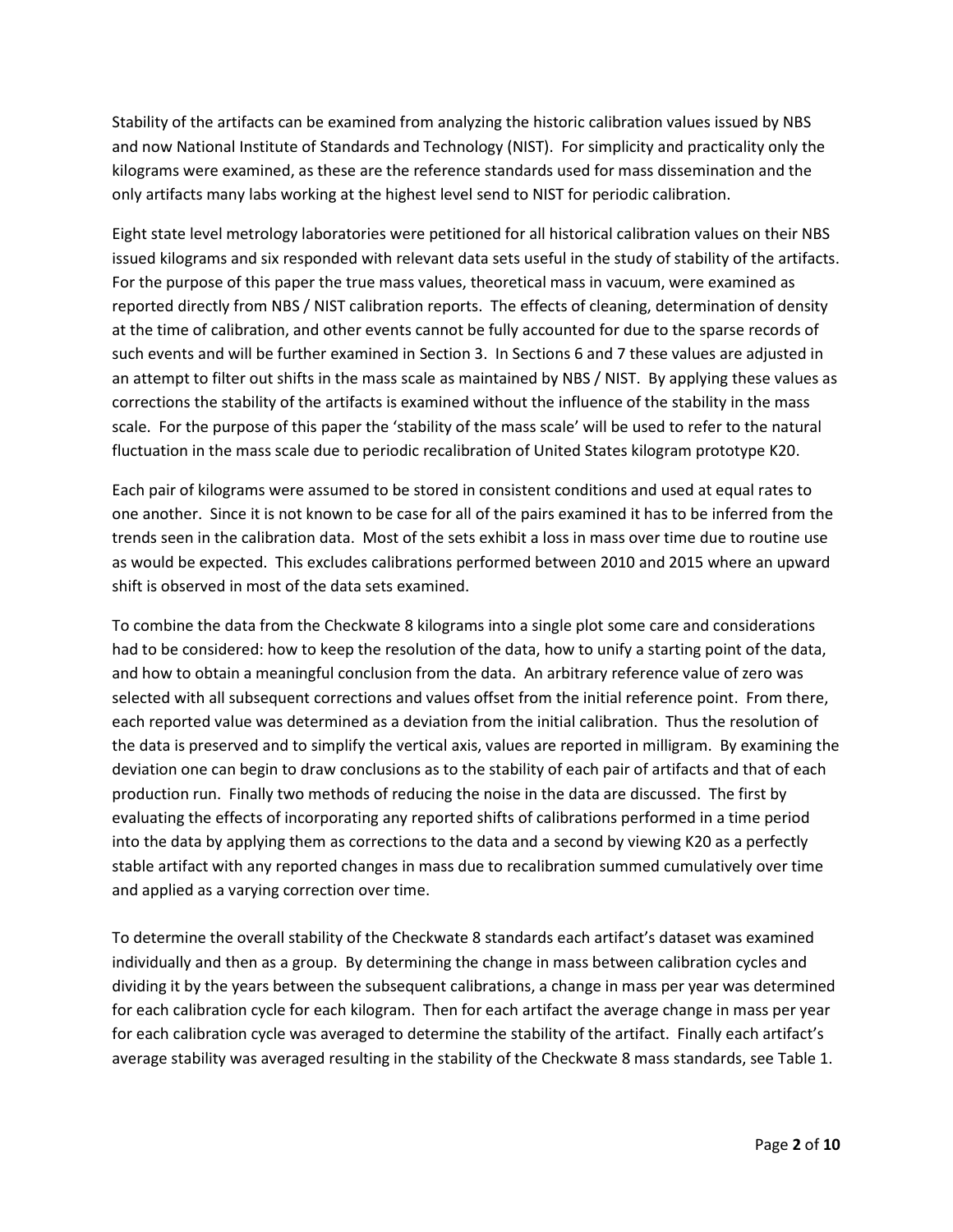Stability of the artifacts can be examined from analyzing the historic calibration values issued by NBS and now National Institute of Standards and Technology (NIST). For simplicity and practicality only the kilograms were examined, as these are the reference standards used for mass dissemination and the only artifacts many labs working at the highest level send to NIST for periodic calibration.

Eight state level metrology laboratories were petitioned for all historical calibration values on their NBS issued kilograms and six responded with relevant data sets useful in the study of stability of the artifacts. For the purpose of this paper the true mass values, theoretical mass in vacuum, were examined as reported directly from NBS / NIST calibration reports. The effects of cleaning, determination of density at the time of calibration, and other events cannot be fully accounted for due to the sparse records of such events and will be further examined in Section 3. In Sections 6 and 7 these values are adjusted in an attempt to filter out shifts in the mass scale as maintained by NBS / NIST. By applying these values as corrections the stability of the artifacts is examined without the influence of the stability in the mass scale. For the purpose of this paper the 'stability of the mass scale' will be used to refer to the natural fluctuation in the mass scale due to periodic recalibration of United States kilogram prototype K20.

Each pair of kilograms were assumed to be stored in consistent conditions and used at equal rates to one another. Since it is not known to be case for all of the pairs examined it has to be inferred from the trends seen in the calibration data. Most of the sets exhibit a loss in mass over time due to routine use as would be expected. This excludes calibrations performed between 2010 and 2015 where an upward shift is observed in most of the data sets examined.

To combine the data from the Checkwate 8 kilograms into a single plot some care and considerations had to be considered: how to keep the resolution of the data, how to unify a starting point of the data, and how to obtain a meaningful conclusion from the data. An arbitrary reference value of zero was selected with all subsequent corrections and values offset from the initial reference point. From there, each reported value was determined as a deviation from the initial calibration. Thus the resolution of the data is preserved and to simplify the vertical axis, values are reported in milligram. By examining the deviation one can begin to draw conclusions as to the stability of each pair of artifacts and that of each production run. Finally two methods of reducing the noise in the data are discussed. The first by evaluating the effects of incorporating any reported shifts of calibrations performed in a time period into the data by applying them as corrections to the data and a second by viewing K20 as a perfectly stable artifact with any reported changes in mass due to recalibration summed cumulatively over time and applied as a varying correction over time.

To determine the overall stability of the Checkwate 8 standards each artifact's dataset was examined individually and then as a group. By determining the change in mass between calibration cycles and dividing it by the years between the subsequent calibrations, a change in mass per year was determined for each calibration cycle for each kilogram. Then for each artifact the average change in mass per year for each calibration cycle was averaged to determine the stability of the artifact. Finally each artifact's average stability was averaged resulting in the stability of the Checkwate 8 mass standards, see Table 1.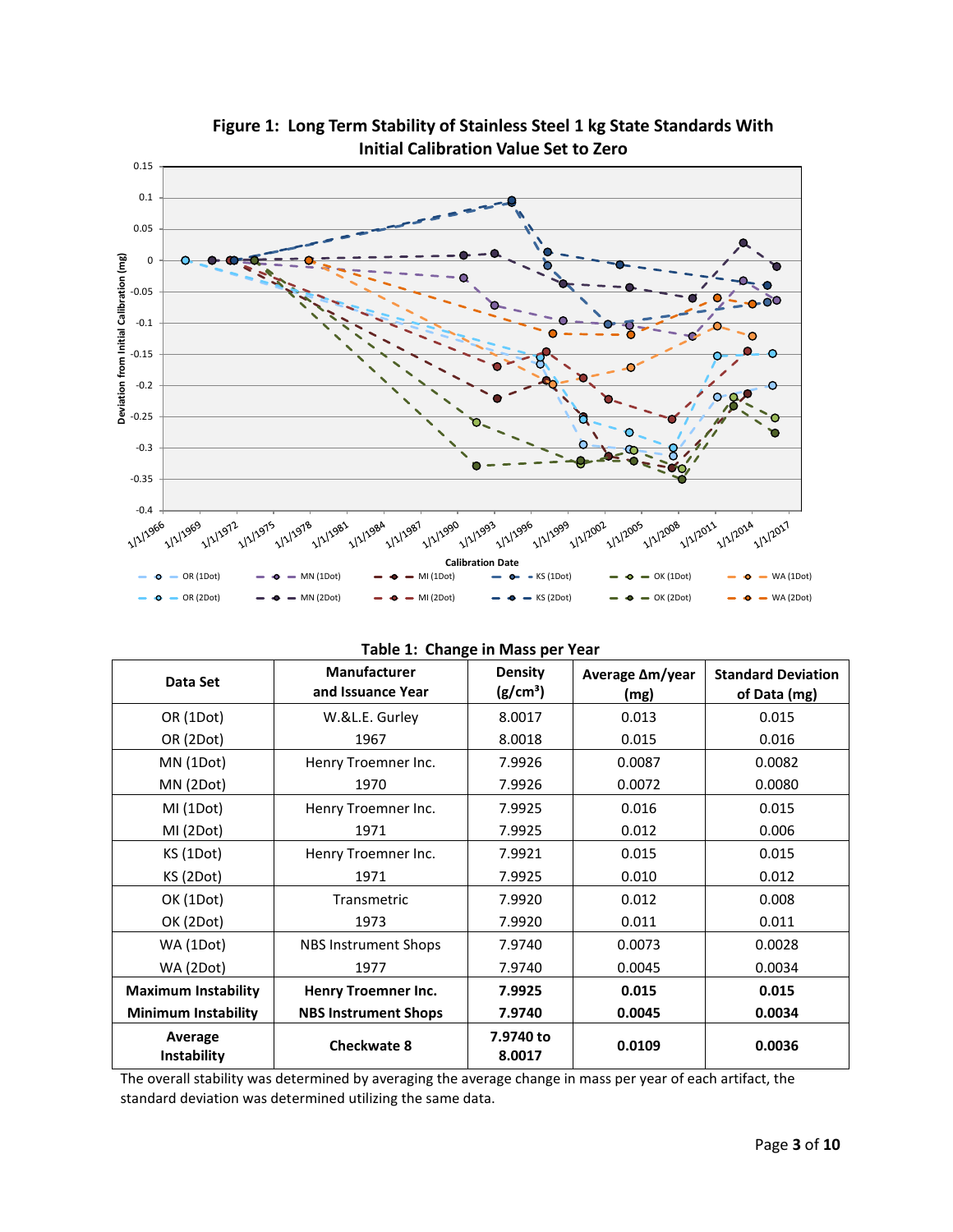**Figure 1: Long Term Stability of Stainless Steel 1 kg State Standards With Initial Calibration Value Set to Zero**

**Table 1: Change in Mass per Year**

| Data Set | Manufacturer and Issuance Year | Density (g/cm³) | Average Δm/year (mg) | Standard Deviation of Data (mg) |
|---|---|---|---|---|
| OR (1Dot) | W.&L.E. Gurley | 8.0017 | 0.013 | 0.015 |
| OR (2Dot) | 1967 | 8.0018 | 0.015 | 0.016 |
| MN (1Dot) | Henry Troemner Inc. | 7.9926 | 0.0087 | 0.0082 |
| MN (2Dot) | 1970 | 7.9926 | 0.0072 | 0.0080 |
| MI (1Dot) | Henry Troemner Inc. | 7.9925 | 0.016 | 0.015 |
| MI (2Dot) | 1971 | 7.9925 | 0.012 | 0.006 |
| KS (1Dot) | Henry Troemner Inc. | 7.9921 | 0.015 | 0.015 |
| KS (2Dot) | 1971 | 7.9925 | 0.010 | 0.012 |
| OK (1Dot) | Transmetric | 7.9920 | 0.012 | 0.008 |
| OK (2Dot) | 1973 | 7.9920 | 0.011 | 0.011 |
| WA (1Dot) | NBS Instrument Shops | 7.9740 | 0.0073 | 0.0028 |
| WA (2Dot) | 1977 | 7.9740 | 0.0045 | 0.0034 |
| **Maximum Instability** | **Henry Troemner Inc.** | **7.9925** | **0.015** | **0.015** |
| **Minimum Instability** | **NBS Instrument Shops** | **7.9740** | **0.0045** | **0.0034** |
| **Average Instability** | **Checkwate 8** | **7.9740 to 8.0017** | **0.0109** | **0.0036** |

The overall stability was determined by averaging the average change in mass per year of each artifact, the standard deviation was determined utilizing the same data.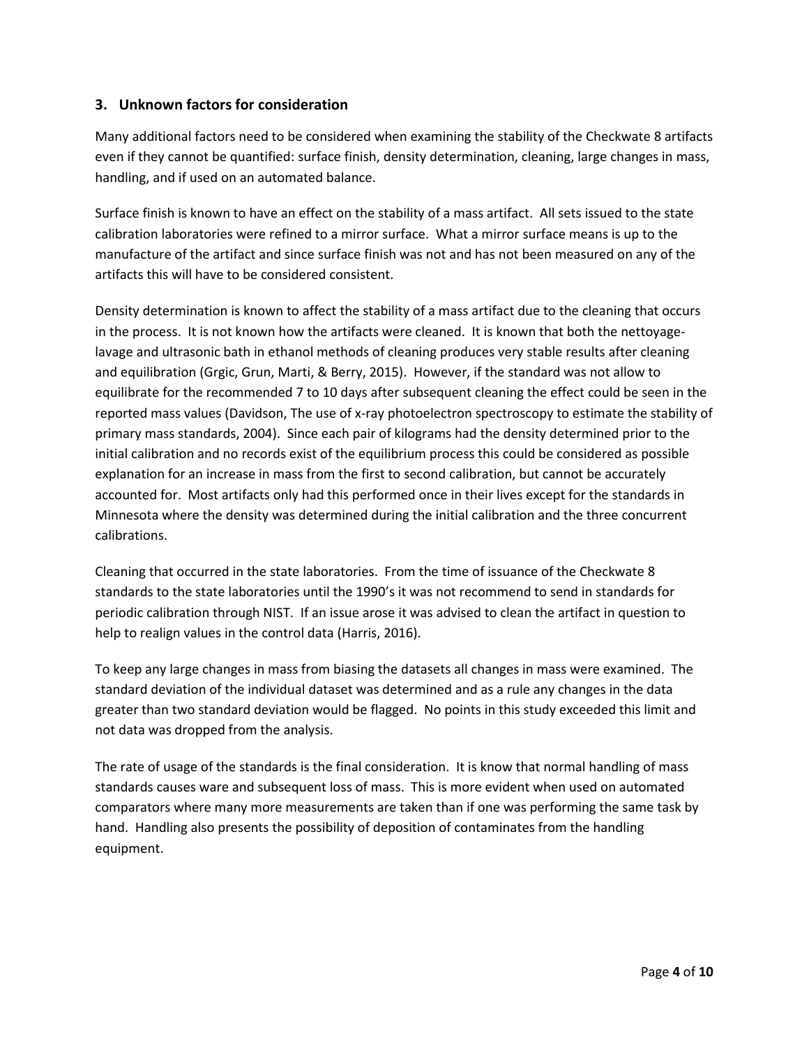## 3. Unknown factors for consideration

Many additional factors need to be considered when examining the stability of the Checkwate 8 artifacts even if they cannot be quantified: surface finish, density determination, cleaning, large changes in mass, handling, and if used on an automated balance.

Surface finish is known to have an effect on the stability of a mass artifact. All sets issued to the state calibration laboratories were refined to a mirror surface. What a mirror surface means is up to the manufacture of the artifact and since surface finish was not and has not been measured on any of the artifacts this will have to be considered consistent.

Density determination is known to affect the stability of a mass artifact due to the cleaning that occurs in the process. It is not known how the artifacts were cleaned. It is known that both the nettoyage-lavage and ultrasonic bath in ethanol methods of cleaning produces very stable results after cleaning and equilibration (Grgic, Grun, Marti, & Berry, 2015). However, if the standard was not allow to equilibrate for the recommended 7 to 10 days after subsequent cleaning the effect could be seen in the reported mass values (Davidson, The use of x-ray photoelectron spectroscopy to estimate the stability of primary mass standards, 2004). Since each pair of kilograms had the density determined prior to the initial calibration and no records exist of the equilibrium process this could be considered as possible explanation for an increase in mass from the first to second calibration, but cannot be accurately accounted for. Most artifacts only had this performed once in their lives except for the standards in Minnesota where the density was determined during the initial calibration and the three concurrent calibrations.

Cleaning that occurred in the state laboratories. From the time of issuance of the Checkwate 8 standards to the state laboratories until the 1990's it was not recommend to send in standards for periodic calibration through NIST. If an issue arose it was advised to clean the artifact in question to help to realign values in the control data (Harris, 2016).

To keep any large changes in mass from biasing the datasets all changes in mass were examined. The standard deviation of the individual dataset was determined and as a rule any changes in the data greater than two standard deviation would be flagged. No points in this study exceeded this limit and not data was dropped from the analysis.

The rate of usage of the standards is the final consideration. It is know that normal handling of mass standards causes ware and subsequent loss of mass. This is more evident when used on automated comparators where many more measurements are taken than if one was performing the same task by hand. Handling also presents the possibility of deposition of contaminates from the handling equipment.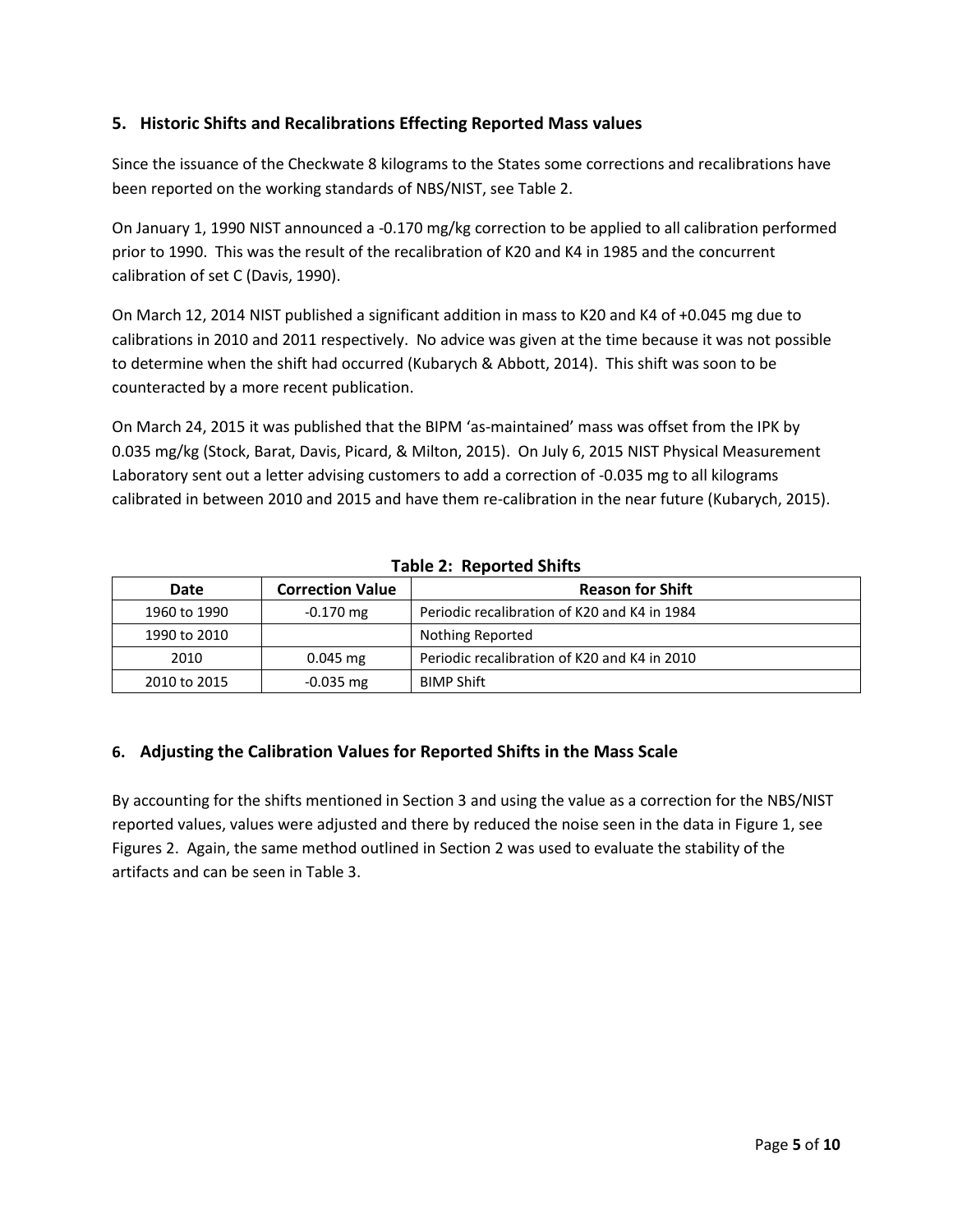## 5. Historic Shifts and Recalibrations Effecting Reported Mass values

Since the issuance of the Checkwate 8 kilograms to the States some corrections and recalibrations have been reported on the working standards of NBS/NIST, see Table 2.

On January 1, 1990 NIST announced a -0.170 mg/kg correction to be applied to all calibration performed prior to 1990. This was the result of the recalibration of K20 and K4 in 1985 and the concurrent calibration of set C (Davis, 1990).

On March 12, 2014 NIST published a significant addition in mass to K20 and K4 of +0.045 mg due to calibrations in 2010 and 2011 respectively. No advice was given at the time because it was not possible to determine when the shift had occurred (Kubarych & Abbott, 2014). This shift was soon to be counteracted by a more recent publication.

On March 24, 2015 it was published that the BIPM 'as-maintained' mass was offset from the IPK by 0.035 mg/kg (Stock, Barat, Davis, Picard, & Milton, 2015). On July 6, 2015 NIST Physical Measurement Laboratory sent out a letter advising customers to add a correction of -0.035 mg to all kilograms calibrated in between 2010 and 2015 and have them re-calibration in the near future (Kubarych, 2015).

**Table 2: Reported Shifts**

| Date | Correction Value | Reason for Shift |
|---|---|---|
| 1960 to 1990 | -0.170 mg | Periodic recalibration of K20 and K4 in 1984 |
| 1990 to 2010 | | Nothing Reported |
| 2010 | 0.045 mg | Periodic recalibration of K20 and K4 in 2010 |
| 2010 to 2015 | -0.035 mg | BIMP Shift |

## 6. Adjusting the Calibration Values for Reported Shifts in the Mass Scale

By accounting for the shifts mentioned in Section 3 and using the value as a correction for the NBS/NIST reported values, values were adjusted and there by reduced the noise seen in the data in Figure 1, see Figures 2. Again, the same method outlined in Section 2 was used to evaluate the stability of the artifacts and can be seen in Table 3.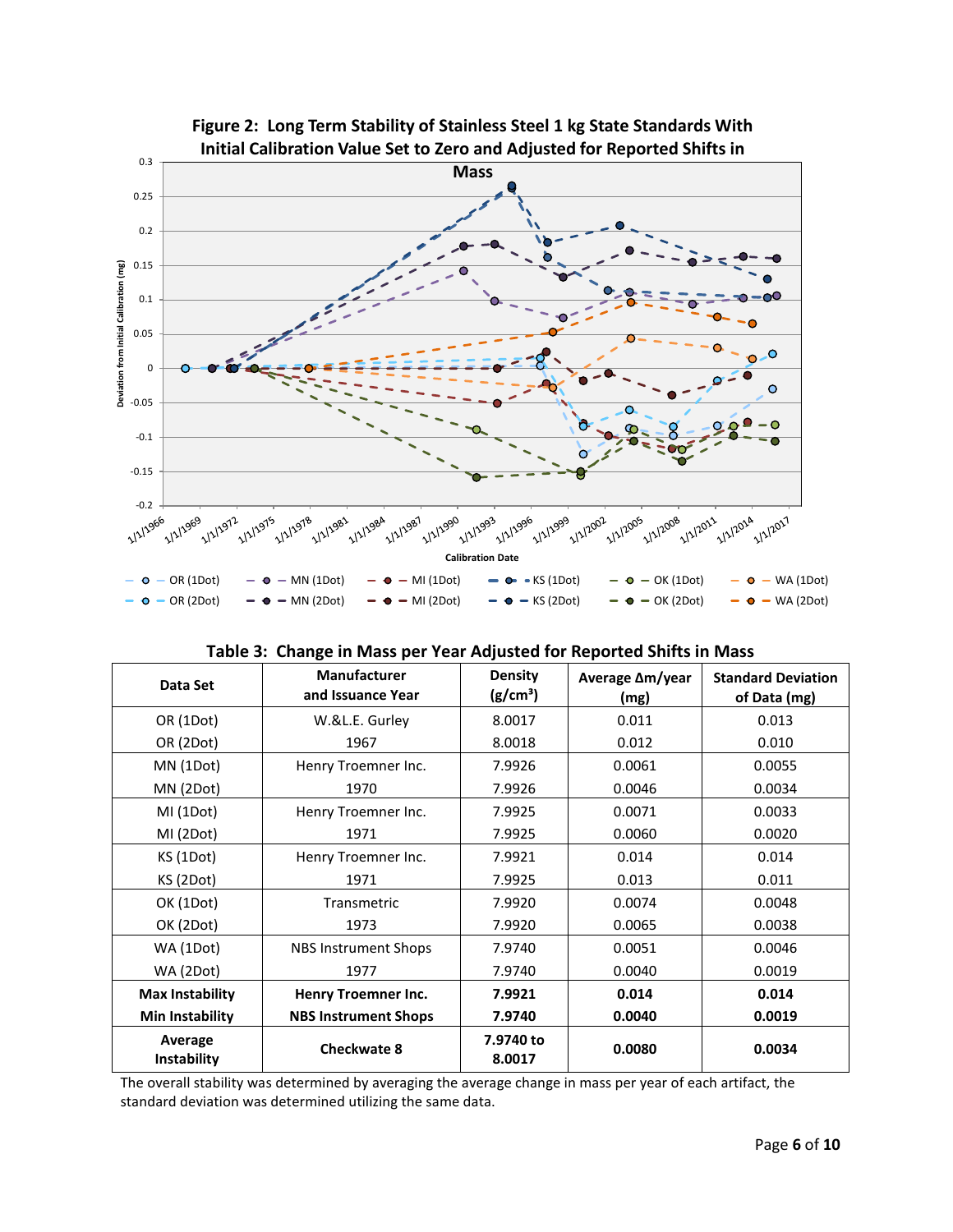**Figure 2: Long Term Stability of Stainless Steel 1 kg State Standards With Initial Calibration Value Set to Zero and Adjusted for Reported Shifts in Mass**

**Table 3: Change in Mass per Year Adjusted for Reported Shifts in Mass**

| Data Set | Manufacturer and Issuance Year | Density ($g/cm^3$) | Average Δm/year (mg) | Standard Deviation of Data (mg) |
|---|---|---|---|---|
| OR (1Dot) | W.&L.E. Gurley | 8.0017 | 0.011 | 0.013 |
| OR (2Dot) | 1967 | 8.0018 | 0.012 | 0.010 |
| MN (1Dot) | Henry Troemner Inc. | 7.9926 | 0.0061 | 0.0055 |
| MN (2Dot) | 1970 | 7.9926 | 0.0046 | 0.0034 |
| MI (1Dot) | Henry Troemner Inc. | 7.9925 | 0.0071 | 0.0033 |
| MI (2Dot) | 1971 | 7.9925 | 0.0060 | 0.0020 |
| KS (1Dot) | Henry Troemner Inc. | 7.9921 | 0.014 | 0.014 |
| KS (2Dot) | 1971 | 7.9925 | 0.013 | 0.011 |
| OK (1Dot) | Transmetric | 7.9920 | 0.0074 | 0.0048 |
| OK (2Dot) | 1973 | 7.9920 | 0.0065 | 0.0038 |
| WA (1Dot) | NBS Instrument Shops | 7.9740 | 0.0051 | 0.0046 |
| WA (2Dot) | 1977 | 7.9740 | 0.0040 | 0.0019 |
| **Max Instability** | **Henry Troemner Inc.** | **7.9921** | **0.014** | **0.014** |
| **Min Instability** | **NBS Instrument Shops** | **7.9740** | **0.0040** | **0.0019** |
| **Average Instability** | **Checkwate 8** | **7.9740 to 8.0017** | **0.0080** | **0.0034** |

The overall stability was determined by averaging the average change in mass per year of each artifact, the standard deviation was determined utilizing the same data.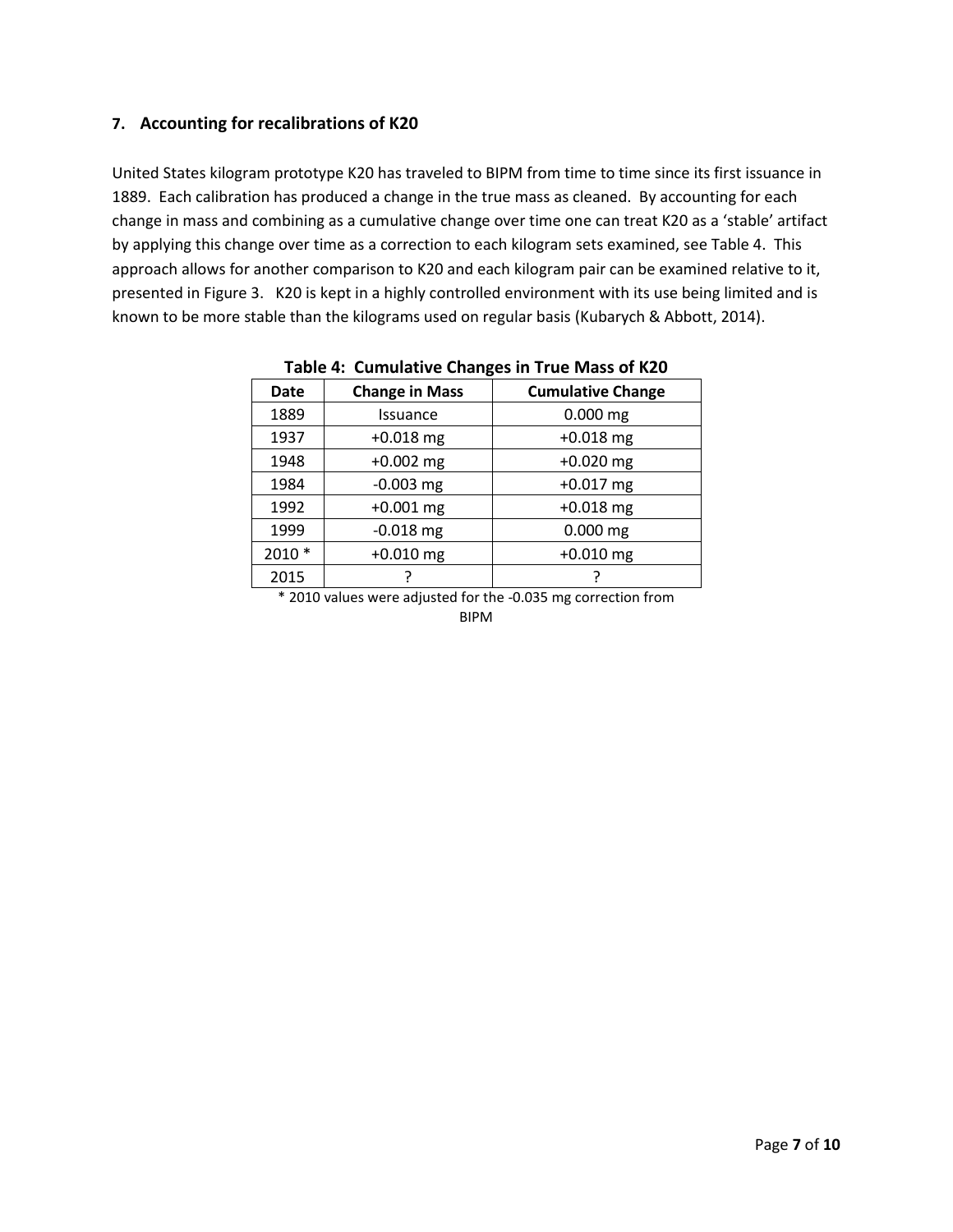## 7. Accounting for recalibrations of K20

United States kilogram prototype K20 has traveled to BIPM from time to time since its first issuance in 1889. Each calibration has produced a change in the true mass as cleaned. By accounting for each change in mass and combining as a cumulative change over time one can treat K20 as a 'stable' artifact by applying this change over time as a correction to each kilogram sets examined, see Table 4. This approach allows for another comparison to K20 and each kilogram pair can be examined relative to it, presented in Figure 3. K20 is kept in a highly controlled environment with its use being limited and is known to be more stable than the kilograms used on regular basis (Kubarych & Abbott, 2014).

**Table 4: Cumulative Changes in True Mass of K20**

| Date | Change in Mass | Cumulative Change |
|---|---|---|
| 1889 | Issuance | 0.000 mg |
| 1937 | +0.018 mg | +0.018 mg |
| 1948 | +0.002 mg | +0.020 mg |
| 1984 | -0.003 mg | +0.017 mg |
| 1992 | +0.001 mg | +0.018 mg |
| 1999 | -0.018 mg | 0.000 mg |
| 2010 * | +0.010 mg | +0.010 mg |
| 2015 | ? | ? |

\* 2010 values were adjusted for the -0.035 mg correction from BIPM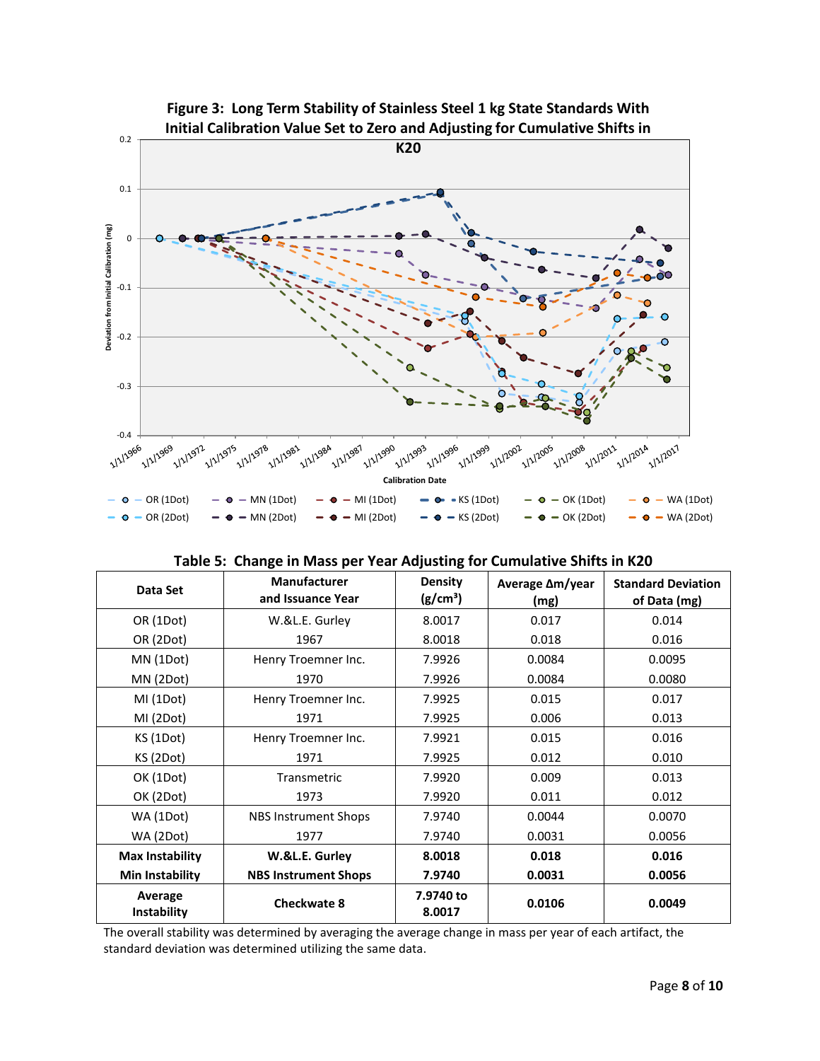**Figure 3: Long Term Stability of Stainless Steel 1 kg State Standards With Initial Calibration Value Set to Zero and Adjusting for Cumulative Shifts in K20**

**Table 5: Change in Mass per Year Adjusting for Cumulative Shifts in K20**

| Data Set | Manufacturer and Issuance Year | Density (g/cm³) | Average Δm/year (mg) | Standard Deviation of Data (mg) |
|---|---|---|---|---|
| OR (1Dot) | W.&L.E. Gurley | 8.0017 | 0.017 | 0.014 |
| OR (2Dot) | 1967 | 8.0018 | 0.018 | 0.016 |
| MN (1Dot) | Henry Troemner Inc. | 7.9926 | 0.0084 | 0.0095 |
| MN (2Dot) | 1970 | 7.9926 | 0.0084 | 0.0080 |
| MI (1Dot) | Henry Troemner Inc. | 7.9925 | 0.015 | 0.017 |
| MI (2Dot) | 1971 | 7.9925 | 0.006 | 0.013 |
| KS (1Dot) | Henry Troemner Inc. | 7.9921 | 0.015 | 0.016 |
| KS (2Dot) | 1971 | 7.9925 | 0.012 | 0.010 |
| OK (1Dot) | Transmetric | 7.9920 | 0.009 | 0.013 |
| OK (2Dot) | 1973 | 7.9920 | 0.011 | 0.012 |
| WA (1Dot) | NBS Instrument Shops | 7.9740 | 0.0044 | 0.0070 |
| WA (2Dot) | 1977 | 7.9740 | 0.0031 | 0.0056 |
| **Max Instability** | **W.&L.E. Gurley** | **8.0018** | **0.018** | **0.016** |
| **Min Instability** | **NBS Instrument Shops** | **7.9740** | **0.0031** | **0.0056** |
| **Average Instability** | **Checkwate 8** | **7.9740 to 8.0017** | **0.0106** | **0.0049** |

The overall stability was determined by averaging the average change in mass per year of each artifact, the standard deviation was determined utilizing the same data.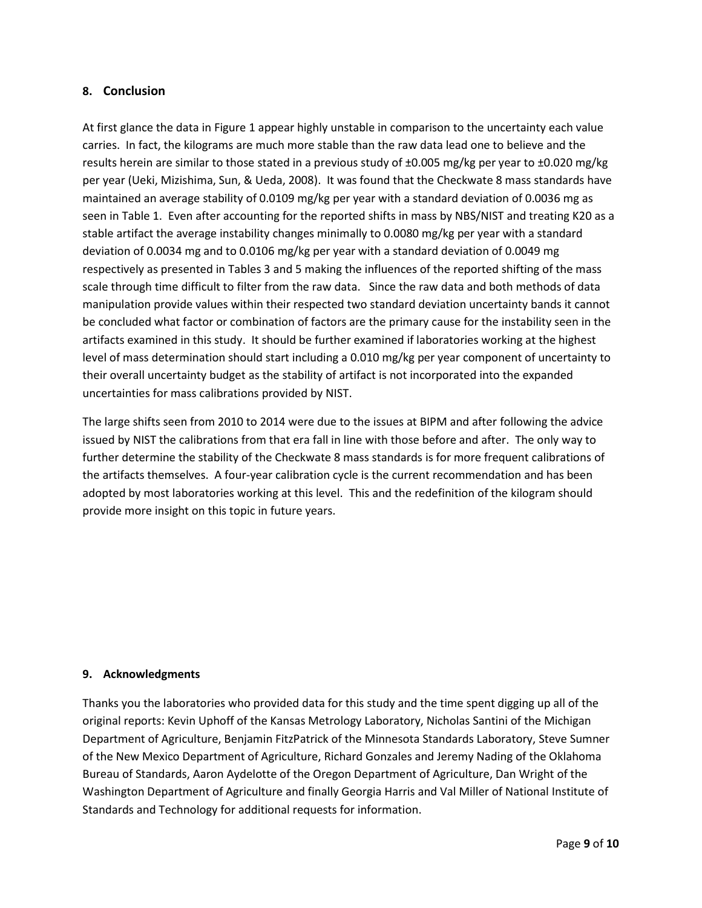## 8. Conclusion

At first glance the data in Figure 1 appear highly unstable in comparison to the uncertainty each value carries. In fact, the kilograms are much more stable than the raw data lead one to believe and the results herein are similar to those stated in a previous study of ±0.005 mg/kg per year to ±0.020 mg/kg per year (Ueki, Mizishima, Sun, & Ueda, 2008). It was found that the Checkwate 8 mass standards have maintained an average stability of 0.0109 mg/kg per year with a standard deviation of 0.0036 mg as seen in Table 1. Even after accounting for the reported shifts in mass by NBS/NIST and treating K20 as a stable artifact the average instability changes minimally to 0.0080 mg/kg per year with a standard deviation of 0.0034 mg and to 0.0106 mg/kg per year with a standard deviation of 0.0049 mg respectively as presented in Tables 3 and 5 making the influences of the reported shifting of the mass scale through time difficult to filter from the raw data. Since the raw data and both methods of data manipulation provide values within their respected two standard deviation uncertainty bands it cannot be concluded what factor or combination of factors are the primary cause for the instability seen in the artifacts examined in this study. It should be further examined if laboratories working at the highest level of mass determination should start including a 0.010 mg/kg per year component of uncertainty to their overall uncertainty budget as the stability of artifact is not incorporated into the expanded uncertainties for mass calibrations provided by NIST.

The large shifts seen from 2010 to 2014 were due to the issues at BIPM and after following the advice issued by NIST the calibrations from that era fall in line with those before and after. The only way to further determine the stability of the Checkwate 8 mass standards is for more frequent calibrations of the artifacts themselves. A four-year calibration cycle is the current recommendation and has been adopted by most laboratories working at this level. This and the redefinition of the kilogram should provide more insight on this topic in future years.

## 9. Acknowledgments

Thanks you the laboratories who provided data for this study and the time spent digging up all of the original reports: Kevin Uphoff of the Kansas Metrology Laboratory, Nicholas Santini of the Michigan Department of Agriculture, Benjamin FitzPatrick of the Minnesota Standards Laboratory, Steve Sumner of the New Mexico Department of Agriculture, Richard Gonzales and Jeremy Nading of the Oklahoma Bureau of Standards, Aaron Aydelotte of the Oregon Department of Agriculture, Dan Wright of the Washington Department of Agriculture and finally Georgia Harris and Val Miller of National Institute of Standards and Technology for additional requests for information.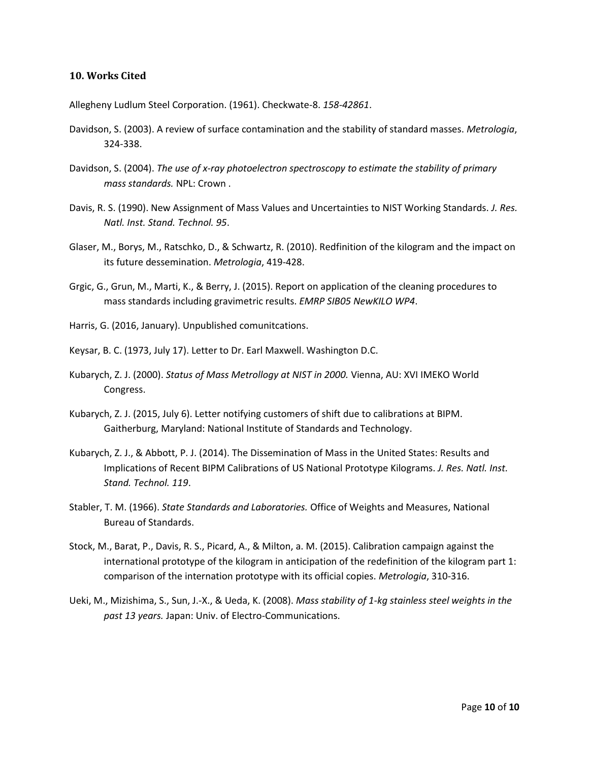### 10. Works Cited

Allegheny Ludlum Steel Corporation. (1961). Checkwate-8. *158-42861*.

Davidson, S. (2003). A review of surface contamination and the stability of standard masses. *Metrologia*, 324-338.

Davidson, S. (2004). *The use of x-ray photoelectron spectroscopy to estimate the stability of primary mass standards.* NPL: Crown .

Davis, R. S. (1990). New Assignment of Mass Values and Uncertainties to NIST Working Standards. *J. Res. Natl. Inst. Stand. Technol. 95*.

Glaser, M., Borys, M., Ratschko, D., & Schwartz, R. (2010). Redfinition of the kilogram and the impact on its future dessemination. *Metrologia*, 419-428.

Grgic, G., Grun, M., Marti, K., & Berry, J. (2015). Report on application of the cleaning procedures to mass standards including gravimetric results. *EMRP SIB05 NewKILO WP4*.

Harris, G. (2016, January). Unpublished comunitcations.

Keysar, B. C. (1973, July 17). Letter to Dr. Earl Maxwell. Washington D.C.

Kubarych, Z. J. (2000). *Status of Mass Metrollogy at NIST in 2000.* Vienna, AU: XVI IMEKO World Congress.

Kubarych, Z. J. (2015, July 6). Letter notifying customers of shift due to calibrations at BIPM. Gaitherburg, Maryland: National Institute of Standards and Technology.

Kubarych, Z. J., & Abbott, P. J. (2014). The Dissemination of Mass in the United States: Results and Implications of Recent BIPM Calibrations of US National Prototype Kilograms. *J. Res. Natl. Inst. Stand. Technol. 119*.

Stabler, T. M. (1966). *State Standards and Laboratories.* Office of Weights and Measures, National Bureau of Standards.

Stock, M., Barat, P., Davis, R. S., Picard, A., & Milton, a. M. (2015). Calibration campaign against the international prototype of the kilogram in anticipation of the redefinition of the kilogram part 1: comparison of the internation prototype with its official copies. *Metrologia*, 310-316.

Ueki, M., Mizishima, S., Sun, J.-X., & Ueda, K. (2008). *Mass stability of 1-kg stainless steel weights in the past 13 years.* Japan: Univ. of Electro-Communications.